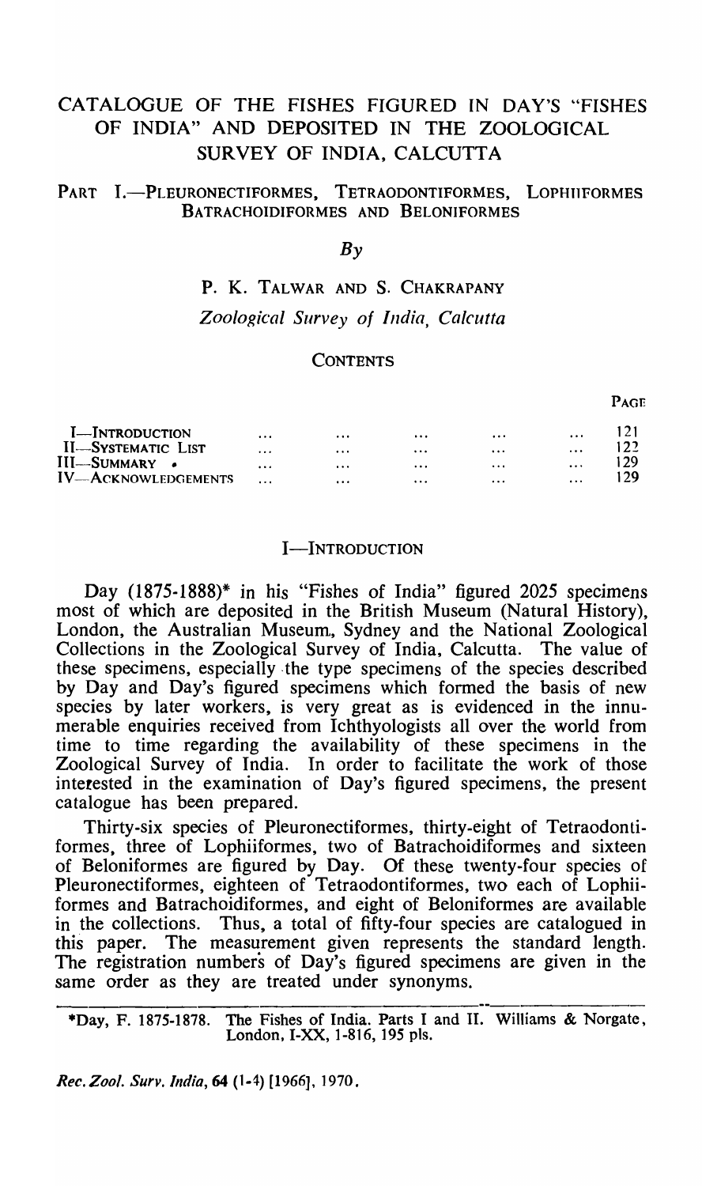# CATALOGUE OF THE FISHES FIGURED IN DAY'S "FISHES OF INDIA" AND DEPOSITED IN THE ZOOLOGICAL SURVEY OF INDIA, CALCUTTA

## PART I.—PLEURONECTIFORMES, TETRAODONTIFORMES, LOPHIIFORMES BATRACHOIDIFORMES AND BELONIFORMES

*By*

P. K. TALWAR AND S. CHAKRAPANY

*Zoological Survey of India, Calcutta*

### CONTENTS

| | PAGE |
|---|---|
| I—INTRODUCTION | 121 |
| II—SYSTEMATIC LIST | 122 |
| III—SUMMARY | 129 |
| IV—ACKNOWLEDGEMENTS | 129 |

## I—INTRODUCTION

Day (1875-1888)* in his "Fishes of India" figured 2025 specimens most of which are deposited in the British Museum (Natural History), London, the Australian Museum, Sydney and the National Zoological Collections in the Zoological Survey of India, Calcutta. The value of these specimens, especially the type specimens of the species described by Day and Day's figured specimens which formed the basis of new species by later workers, is very great as is evidenced in the innumerable enquiries received from Ichthyologists all over the world from time to time regarding the availability of these specimens in the Zoological Survey of India. In order to facilitate the work of those interested in the examination of Day's figured specimens, the present catalogue has been prepared.

Thirty-six species of Pleuronectiformes, thirty-eight of Tetraodontiformes, three of Lophiiformes, two of Batrachoidiformes and sixteen of Beloniformes are figured by Day. Of these twenty-four species of Pleuronectiformes, eighteen of Tetraodontiformes, two each of Lophiiformes and Batrachoidiformes, and eight of Beloniformes are available in the collections. Thus, a total of fifty-four species are catalogued in this paper. The measurement given represents the standard length. The registration numbers of Day's figured specimens are given in the same order as they are treated under synonyms.

---

*Day, F. 1875-1878. The Fishes of India. Parts I and II. Williams & Norgate, London, I-XX, 1-816, 195 pls.

*Rec. Zool. Surv. India*, 64 (1-4) [1966], 1970.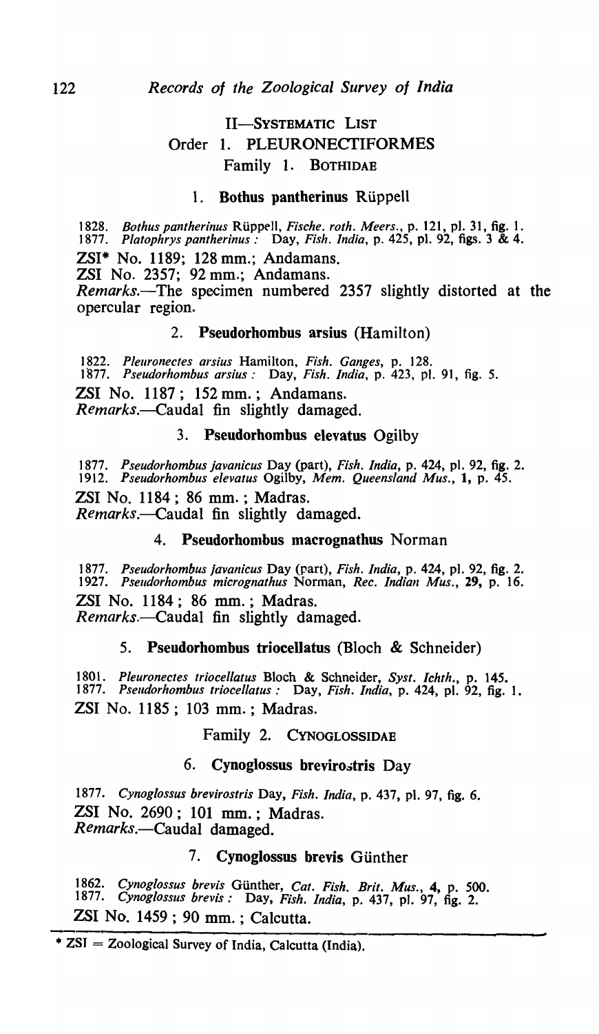## II—SYSTEMATIC LIST

### Order 1. PLEURONECTIFORMES

#### Family 1. BOTHIDAE

**1. Bothus pantherinus Rüppell**

1828. *Bothus pantherinus* Rüppell, *Fische. roth. Meers.*, p. 121, pl. 31, fig. 1.
1877. *Platophrys pantherinus* : Day, *Fish. India*, p. 425, pl. 92, figs. 3 & 4.

ZSI* No. 1189; 128 mm.; Andamans.
ZSI No. 2357; 92 mm.; Andamans.
*Remarks*.—The specimen numbered 2357 slightly distorted at the opercular region.

**2. Pseudorhombus arsius (Hamilton)**

1822. *Pleuronectes arsius* Hamilton, *Fish. Ganges*, p. 128.
1877. *Pseudorhombus arsius* : Day, *Fish. India*, p. 423, pl. 91, fig. 5.

ZSI No. 1187; 152 mm.; Andamans.
*Remarks*.—Caudal fin slightly damaged.

**3. Pseudorhombus elevatus Ogilby**

1877. *Pseudorhombus javanicus* Day (part), *Fish. India*, p. 424, pl. 92, fig. 2.
1912. *Pseudorhombus elevatus* Ogilby, *Mem. Queensland Mus.*, **1**, p. 45.

ZSI No. 1184; 86 mm.; Madras.
*Remarks*.—Caudal fin slightly damaged.

**4. Pseudorhombus macrognathus Norman**

1877. *Pseudorhombus javanicus* Day (part), *Fish. India*, p. 424, pl. 92, fig. 2.
1927. *Pseudorhombus micrognathus* Norman, *Rec. Indian Mus.*, **29**, p. 16.

ZSI No. 1184; 86 mm.; Madras.
*Remarks*.—Caudal fin slightly damaged.

**5. Pseudorhombus triocellatus (Bloch & Schneider)**

1801. *Pleuronectes triocellatus* Bloch & Schneider, *Syst. Ichth.*, p. 145.
1877. *Pseudorhombus triocellatus* : Day, *Fish. India*, p. 424, pl. 92, fig. 1.

ZSI No. 1185; 103 mm.; Madras.

#### Family 2. CYNOGLOSSIDAE

**6. Cynoglossus brevirostris Day**

1877. *Cynoglossus brevirostris* Day, *Fish. India*, p. 437, pl. 97, fig. 6.

ZSI No. 2690; 101 mm.; Madras.
*Remarks*.—Caudal damaged.

**7. Cynoglossus brevis Günther**

1862. *Cynoglossus brevis* Günther, *Cat. Fish. Brit. Mus.*, **4**, p. 500.
1877. *Cynoglossus brevis* : Day, *Fish. India*, p. 437, pl. 97, fig. 2.

ZSI No. 1459; 90 mm.; Calcutta.

---

* ZSI = Zoological Survey of India, Calcutta (India).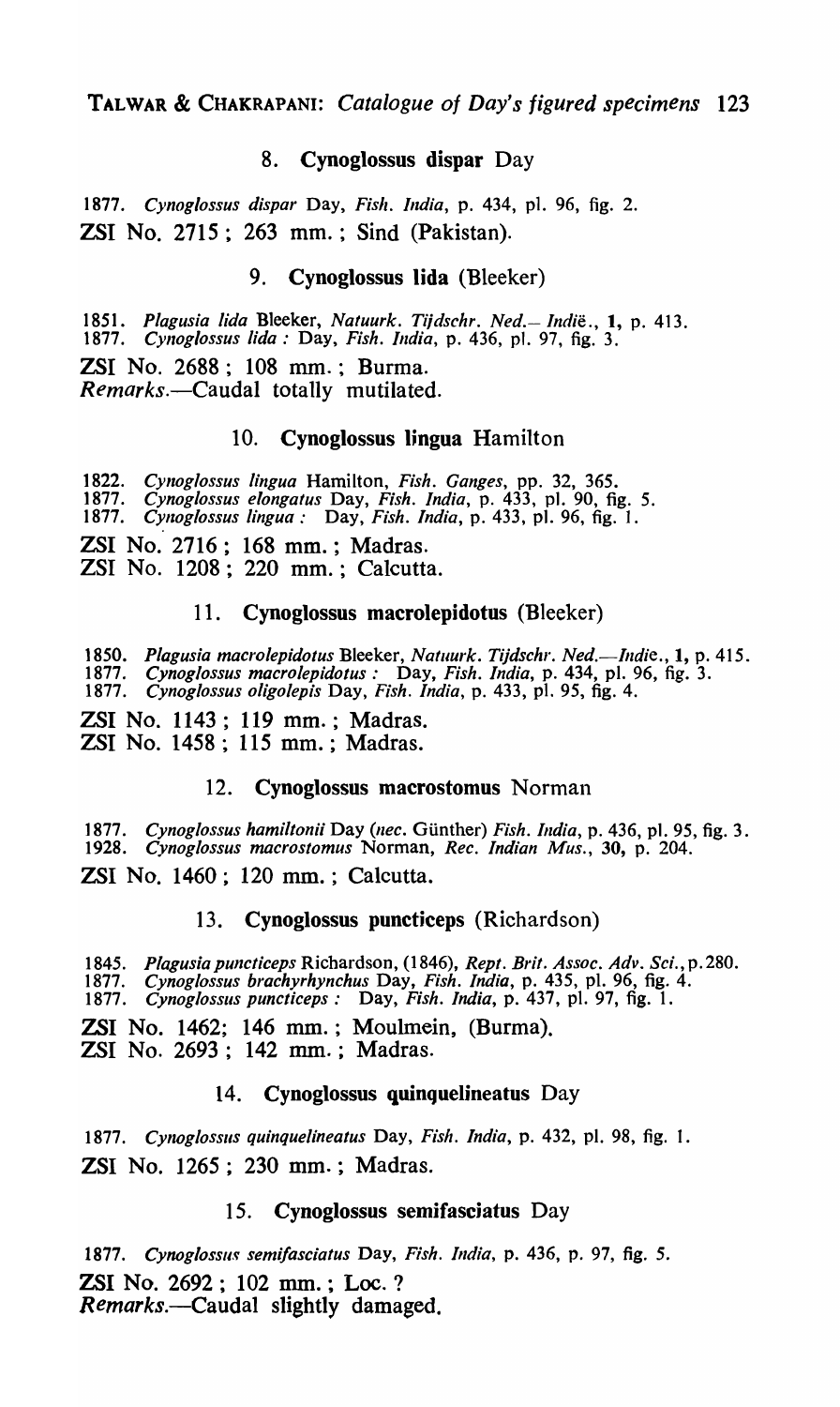## 8. **Cynoglossus dispar** Day

1877. *Cynoglossus dispar* Day, *Fish. India*, p. 434, pl. 96, fig. 2.

ZSI No. 2715 ; 263 mm. ; Sind (Pakistan).

## 9. **Cynoglossus lida** (Bleeker)

1851. *Plagusia lida* Bleeker, *Natuurk. Tijdschr. Ned.– Indië.*, **1**, p. 413.
1877. *Cynoglossus lida :* Day, *Fish. India*, p. 436, pl. 97, fig. 3.

ZSI No. 2688 ; 108 mm. ; Burma.
*Remarks*.—Caudal totally mutilated.

## 10. **Cynoglossus lingua** Hamilton

1822. *Cynoglossus lingua* Hamilton, *Fish. Ganges*, pp. 32, 365.
1877. *Cynoglossus elongatus* Day, *Fish. India*, p. 433, pl. 90, fig. 5.
1877. *Cynoglossus lingua :* Day, *Fish. India*, p. 433, pl. 96, fig. 1.

ZSI No. 2716 ; 168 mm. ; Madras.
ZSI No. 1208 ; 220 mm. ; Calcutta.

## 11. **Cynoglossus macrolepidotus** (Bleeker)

1850. *Plagusia macrolepidotus* Bleeker, *Natuurk. Tijdschr. Ned.—Indie.*, **1**, p. 415.
1877. *Cynoglossus macrolepidotus :* Day, *Fish. India*, p. 434, pl. 96, fig. 3.
1877. *Cynoglossus oligolepis* Day, *Fish. India*, p. 433, pl. 95, fig. 4.

ZSI No. 1143 ; 119 mm. ; Madras.
ZSI No. 1458 ; 115 mm. ; Madras.

## 12. **Cynoglossus macrostomus** Norman

1877. *Cynoglossus hamiltonii* Day (*nec.* Günther) *Fish. India*, p. 436, pl. 95, fig. 3.
1928. *Cynoglossus macrostomus* Norman, *Rec. Indian Mus.*, **30**, p. 204.

ZSI No. 1460 ; 120 mm. ; Calcutta.

## 13. **Cynoglossus puncticeps** (Richardson)

1845. *Plagusia puncticeps* Richardson, (1846), *Rept. Brit. Assoc. Adv. Sci.*, p. 280.
1877. *Cynoglossus brachyrhynchus* Day, *Fish. India*, p. 435, pl. 96, fig. 4.
1877. *Cynoglossus puncticeps :* Day, *Fish. India*, p. 437, pl. 97, fig. 1.

ZSI No. 1462; 146 mm. ; Moulmein, (Burma).
ZSI No. 2693 ; 142 mm. ; Madras.

## 14. **Cynoglossus quinquelineatus** Day

1877. *Cynoglossus quinquelineatus* Day, *Fish. India*, p. 432, pl. 98, fig. 1.

ZSI No. 1265 ; 230 mm. ; Madras.

## 15. **Cynoglossus semifasciatus** Day

1877. *Cynoglossus semifasciatus* Day, *Fish. India*, p. 436, p. 97, fig. 5.

ZSI No. 2692 ; 102 mm. ; Loc. ?
*Remarks*.—Caudal slightly damaged.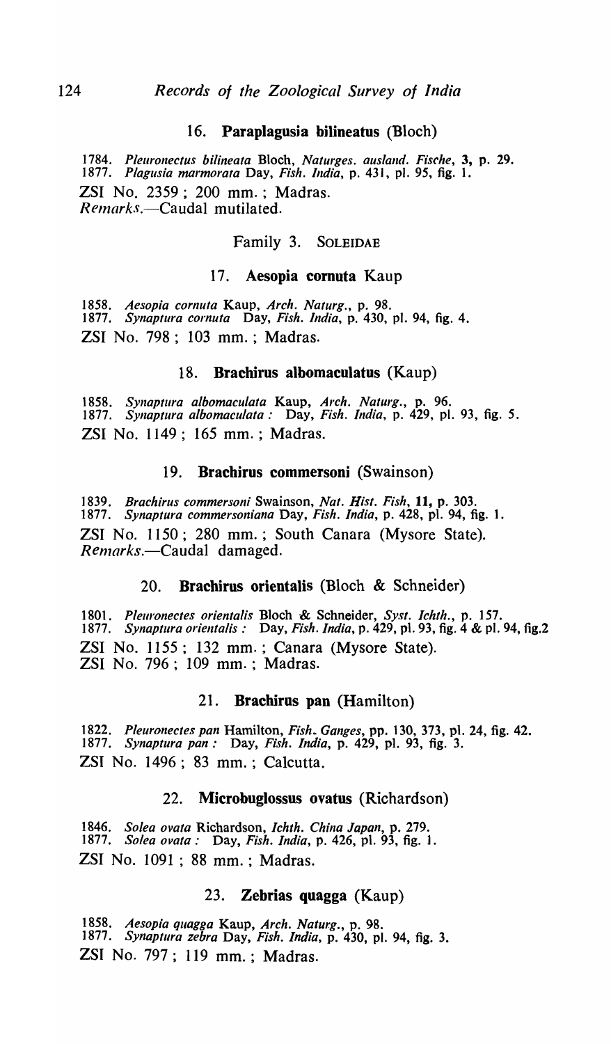### 16. **Paraplagusia bilineatus** (Bloch)

1784. *Pleuronectus bilineata* Bloch, *Naturges. ausland. Fische*, **3**, p. 29.
1877. *Plagusia marmorata* Day, *Fish. India*, p. 431, pl. 95, fig. 1.

ZSI No. 2359 ; 200 mm. ; Madras.
*Remarks.*—Caudal mutilated.

## Family 3. SOLEIDAE

### 17. **Aesopia cornuta** Kaup

1858. *Aesopia cornuta* Kaup, *Arch. Naturg.*, p. 98.
1877. *Synaptura cornuta* Day, *Fish. India*, p. 430, pl. 94, fig. 4.

ZSI No. 798 ; 103 mm. ; Madras.

### 18. **Brachirus albomaculatus** (Kaup)

1858. *Synaptura albomaculata* Kaup, *Arch. Naturg.*, p. 96.
1877. *Synaptura albomaculata :* Day, *Fish. India*, p. 429, pl. 93, fig. 5.

ZSI No. 1149 ; 165 mm. ; Madras.

### 19. **Brachirus commersoni** (Swainson)

1839. *Brachirus commersoni* Swainson, *Nat. Hist. Fish*, **11**, p. 303.
1877. *Synaptura commersoniana* Day, *Fish. India*, p. 428, pl. 94, fig. 1.

ZSI No. 1150 ; 280 mm. ; South Canara (Mysore State).
*Remarks.*—Caudal damaged.

### 20. **Brachirus orientalis** (Bloch & Schneider)

1801. *Pleuronectes orientalis* Bloch & Schneider, *Syst. Ichth.*, p. 157.
1877. *Synaptura orientalis :* Day, *Fish. India*, p. 429, pl. 93, fig. 4 & pl. 94, fig.2

ZSI No. 1155 ; 132 mm. ; Canara (Mysore State).
ZSI No. 796 ; 109 mm. ; Madras.

### 21. **Brachirus pan** (Hamilton)

1822. *Pleuronectes pan* Hamilton, *Fish. Ganges*, pp. 130, 373, pl. 24, fig. 42.
1877. *Synaptura pan :* Day, *Fish. India*, p. 429, pl. 93, fig. 3.

ZSI No. 1496 ; 83 mm. ; Calcutta.

### 22. **Microbuglossus ovatus** (Richardson)

1846. *Solea ovata* Richardson, *Ichth. China Japan*, p. 279.
1877. *Solea ovata :* Day, *Fish. India*, p. 426, pl. 93, fig. 1.

ZSI No. 1091 ; 88 mm. ; Madras.

### 23. **Zebrias quagga** (Kaup)

1858. *Aesopia quagga* Kaup, *Arch. Naturg.*, p. 98.
1877. *Synaptura zebra* Day, *Fish. India*, p. 430, pl. 94, fig. 3.

ZSI No. 797 ; 119 mm. ; Madras.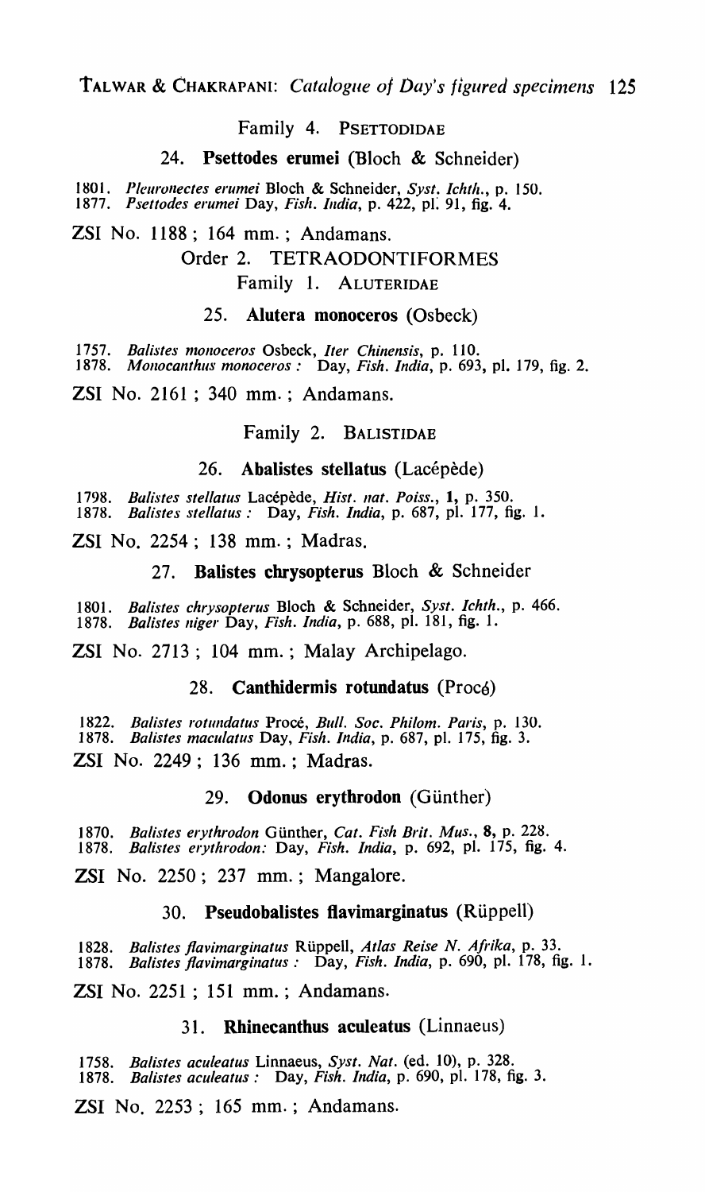Family 4. PSETTODIDAE

### 24. **Psettodes erumei** (Bloch & Schneider)

1801. *Pleuronectes erumei* Bloch & Schneider, *Syst. Ichth.*, p. 150.
1877. *Psettodes erumei* Day, *Fish. India*, p. 422, pl. 91, fig. 4.

ZSI No. 1188 ; 164 mm. ; Andamans.

## Order 2. TETRAODONTIFORMES

Family 1. ALUTERIDAE

### 25. **Alutera monoceros** (Osbeck)

1757. *Balistes monoceros* Osbeck, *Iter Chinensis*, p. 110.
1878. *Monocanthus monoceros* : Day, *Fish. India*, p. 693, pl. 179, fig. 2.

ZSI No. 2161 ; 340 mm. ; Andamans.

Family 2. BALISTIDAE

### 26. **Abalistes stellatus** (Lacépède)

1798. *Balistes stellatus* Lacépède, *Hist. nat. Poiss.*, **1**, p. 350.
1878. *Balistes stellatus* : Day, *Fish. India*, p. 687, pl. 177, fig. 1.

ZSI No. 2254 ; 138 mm. ; Madras.

### 27. **Balistes chrysopterus** Bloch & Schneider

1801. *Balistes chrysopterus* Bloch & Schneider, *Syst. Ichth.*, p. 466.
1878. *Balistes niger* Day, *Fish. India*, p. 688, pl. 181, fig. 1.

ZSI No. 2713 ; 104 mm. ; Malay Archipelago.

### 28. **Canthidermis rotundatus** (Procé)

1822. *Balistes rotundatus* Procé, *Bull. Soc. Philom. Paris*, p. 130.
1878. *Balistes maculatus* Day, *Fish. India*, p. 687, pl. 175, fig. 3.

ZSI No. 2249 ; 136 mm. ; Madras.

### 29. **Odonus erythrodon** (Günther)

1870. *Balistes erythrodon* Günther, *Cat. Fish Brit. Mus.*, **8**, p. 228.
1878. *Balistes erythrodon:* Day, *Fish. India*, p. 692, pl. 175, fig. 4.

ZSI No. 2250 ; 237 mm. ; Mangalore.

### 30. **Pseudobalistes flavimarginatus** (Rüppell)

1828. *Balistes flavimarginatus* Rüppell, *Atlas Reise N. Afrika*, p. 33.
1878. *Balistes flavimarginatus* : Day, *Fish. India*, p. 690, pl. 178, fig. 1.

ZSI No. 2251 ; 151 mm. ; Andamans.

### 31. **Rhinecanthus aculeatus** (Linnaeus)

1758. *Balistes aculeatus* Linnaeus, *Syst. Nat.* (ed. 10), p. 328.
1878. *Balistes aculeatus* : Day, *Fish. India*, p. 690, pl. 178, fig. 3.

ZSI No. 2253 ; 165 mm. ; Andamans.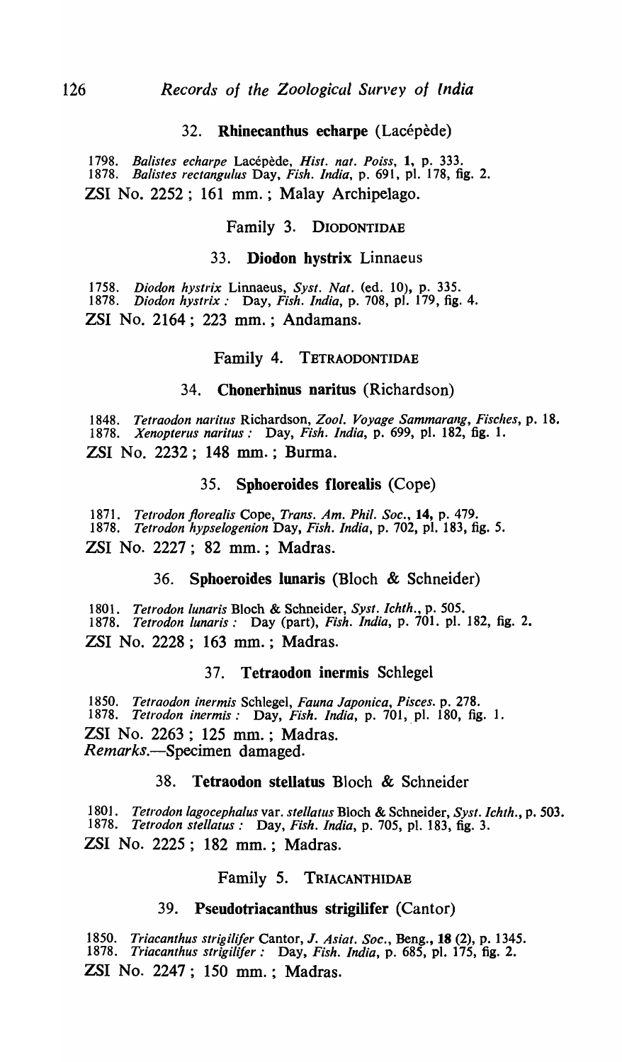### 32. **Rhinecanthus echarpe** (Lacépède)

1798. *Balistes echarpe* Lacépède, *Hist. nat. Poiss*, **1**, p. 333.
1878. *Balistes rectangulus* Day, *Fish. India*, p. 691, pl. 178, fig. 2.

ZSI No. 2252 ; 161 mm. ; Malay Archipelago.

## Family 3. DIODONTIDAE

### 33. **Diodon hystrix** Linnaeus

1758. *Diodon hystrix* Linnaeus, *Syst. Nat.* (ed. 10), p. 335.
1878. *Diodon hystrix :* Day, *Fish. India*, p. 708, pl. 179, fig. 4.

ZSI No. 2164 ; 223 mm. ; Andamans.

## Family 4. TETRAODONTIDAE

### 34. **Chonerhinus naritus** (Richardson)

1848. *Tetraodon naritus* Richardson, *Zool. Voyage Sammarang, Fisches*, p. 18.
1878. *Xenopterus naritus :* Day, *Fish. India*, p. 699, pl. 182, fig. 1.

ZSI No. 2232 ; 148 mm. ; Burma.

### 35. **Sphoeroides florealis** (Cope)

1871. *Tetrodon florealis* Cope, *Trans. Am. Phil. Soc.*, **14**, p. 479.
1878. *Tetrodon hypselogenion* Day, *Fish. India*, p. 702, pl. 183, fig. 5.

ZSI No. 2227 ; 82 mm. ; Madras.

### 36. **Sphoeroides lunaris** (Bloch & Schneider)

1801. *Tetrodon lunaris* Bloch & Schneider, *Syst. Ichth.*, p. 505.
1878. *Tetrodon lunaris :* Day (part), *Fish. India*, p. 701. pl. 182, fig. 2.

ZSI No. 2228 ; 163 mm. ; Madras.

### 37. **Tetraodon inermis** Schlegel

1850. *Tetraodon inermis* Schlegel, *Fauna Japonica, Pisces*. p. 278.
1878. *Tetrodon inermis :* Day, *Fish. India*, p. 701, pl. 180, fig. 1.

ZSI No. 2263 ; 125 mm. ; Madras.
*Remarks.*—Specimen damaged.

### 38. **Tetraodon stellatus** Bloch & Schneider

1801. *Tetrodon lagocephalus* var. *stellatus* Bloch & Schneider, *Syst. Ichth.*, p. 503.
1878. *Tetrodon stellatus :* Day, *Fish. India*, p. 705, pl. 183, fig. 3.

ZSI No. 2225 ; 182 mm. ; Madras.

## Family 5. TRIACANTHIDAE

### 39. **Pseudotriacanthus strigilifer** (Cantor)

1850. *Triacanthus strigilifer* Cantor, *J. Asiat. Soc.*, Beng., **18 (2)**, p. 1345.
1878. *Triacanthus strigilifer :* Day, *Fish. India*, p. 685, pl. 175, fig. 2.

ZSI No. 2247 ; 150 mm. ; Madras.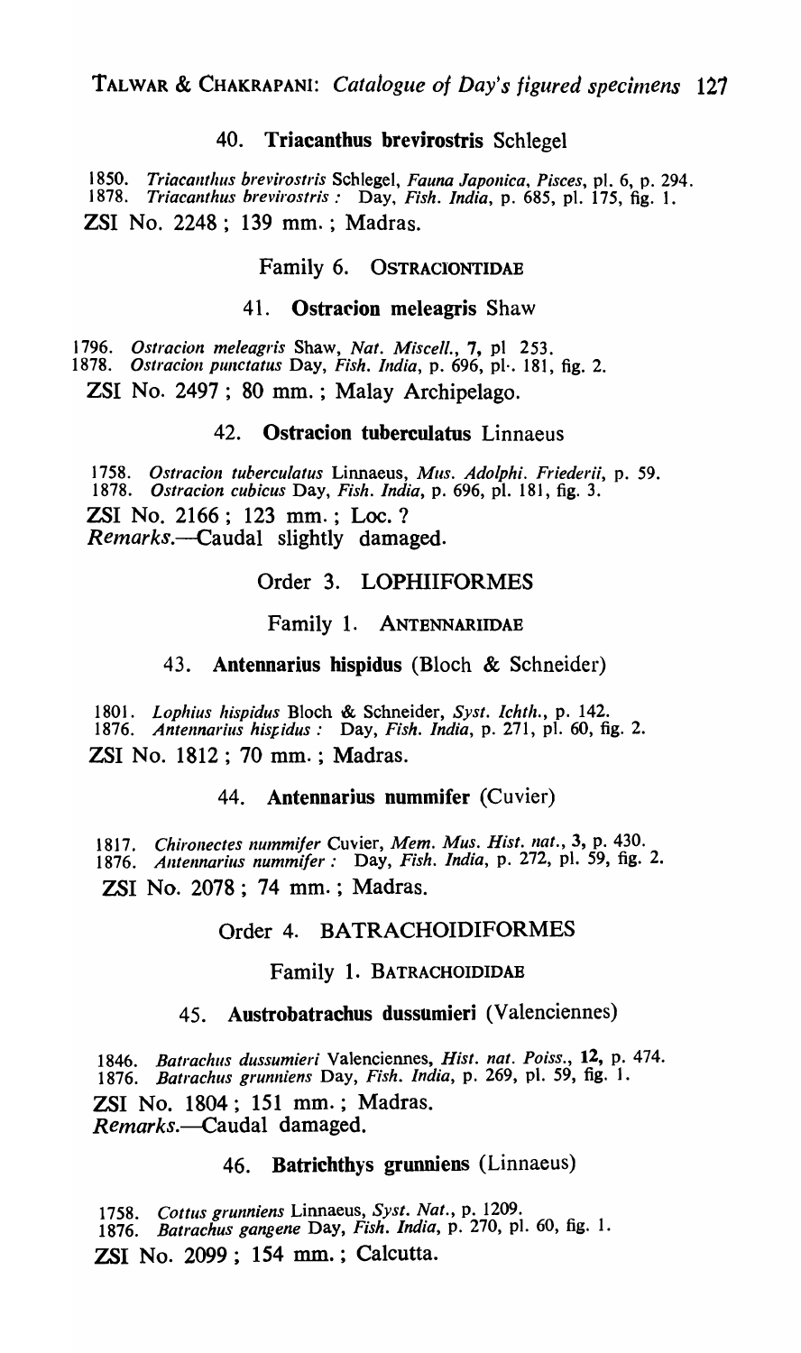### 40. **Triacanthus brevirostris** Schlegel

1850. *Triacanthus brevirostris* Schlegel, *Fauna Japonica, Pisces*, pl. 6, p. 294.
1878. *Triacanthus brevirostris* : Day, *Fish. India*, p. 685, pl. 175, fig. 1.

ZSI No. 2248 ; 139 mm. ; Madras.

## Family 6. OSTRACIONTIDAE

### 41. **Ostracion meleagris** Shaw

1796. *Ostracion meleagris* Shaw, *Nat. Miscell.*, **7**, pl 253.
1878. *Ostracion punctatus* Day, *Fish. India*, p. 696, pl. 181, fig. 2.

ZSI No. 2497 ; 80 mm. ; Malay Archipelago.

### 42. **Ostracion tuberculatus** Linnaeus

1758. *Ostracion tuberculatus* Linnaeus, *Mus. Adolphi. Friederii*, p. 59.
1878. *Ostracion cubicus* Day, *Fish. India*, p. 696, pl. 181, fig. 3.

ZSI No. 2166 ; 123 mm. ; Loc. ?
*Remarks.*—Caudal slightly damaged.

# Order 3. LOPHIIFORMES

## Family 1. ANTENNARIIDAE

### 43. **Antennarius hispidus** (Bloch & Schneider)

1801. *Lophius hispidus* Bloch & Schneider, *Syst. Ichth.*, p. 142.
1876. *Antennarius hispidus* : Day, *Fish. India*, p. 271, pl. 60, fig. 2.

ZSI No. 1812 ; 70 mm. ; Madras.

### 44. **Antennarius nummifer** (Cuvier)

1817. *Chironectes nummifer* Cuvier, *Mem. Mus. Hist. nat.*, **3**, p. 430.
1876. *Antennarius nummifer* : Day, *Fish. India*, p. 272, pl. 59, fig. 2.

ZSI No. 2078 ; 74 mm. ; Madras.

# Order 4. BATRACHOIDIFORMES

## Family 1. BATRACHOIDIDAE

### 45. **Austrobatrachus dussumieri** (Valenciennes)

1846. *Batrachus dussumieri* Valenciennes, *Hist. nat. Poiss.*, **12**, p. 474.
1876. *Batrachus grunniens* Day, *Fish. India*, p. 269, pl. 59, fig. 1.

ZSI No. 1804 ; 151 mm. ; Madras.
*Remarks.*—Caudal damaged.

### 46. **Batrichthys grunniens** (Linnaeus)

1758. *Cottus grunniens* Linnaeus, *Syst. Nat.*, p. 1209.
1876. *Batrachus gangene* Day, *Fish. India*, p. 270, pl. 60, fig. 1.

ZSI No. 2099 ; 154 mm. ; Calcutta.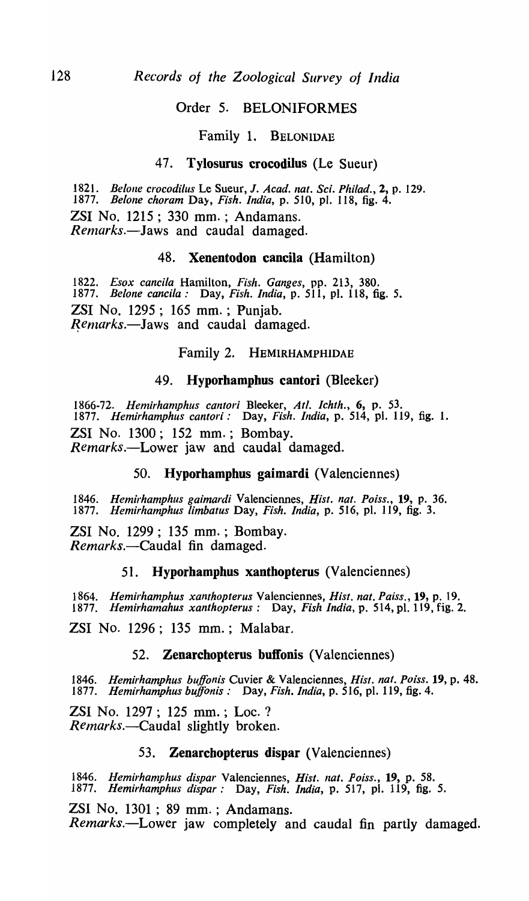## Order 5. BELONIFORMES

### Family 1. BELONIDAE

#### 47. **Tylosurus crocodilus** (Le Sueur)

1821. *Belone crocodilus* Le Sueur, *J. Acad. nat. Sci. Philad.*, **2**, p. 129.
1877. *Belone choram* Day, *Fish. India*, p. 510, pl. 118, fig. 4.

ZSI No. 1215 ; 330 mm. ; Andamans.
*Remarks.*—Jaws and caudal damaged.

#### 48. **Xenentodon cancila** (Hamilton)

1822. *Esox cancila* Hamilton, *Fish. Ganges*, pp. 213, 380.
1877. *Belone cancila :* Day, *Fish. India*, p. 511, pl. 118, fig. 5.

ZSI No. 1295 ; 165 mm. ; Punjab.
*Remarks.*—Jaws and caudal damaged.

### Family 2. HEMIRHAMPHIDAE

#### 49. **Hyporhamphus cantori** (Bleeker)

1866-72. *Hemirhamphus cantori* Bleeker, *Atl. Ichth.*, **6**, p. 53.
1877. *Hemirhamphus cantori :* Day, *Fish. India*, p. 514, pl. 119, fig. 1.

ZSI No. 1300 ; 152 mm. ; Bombay.
*Remarks.*—Lower jaw and caudal damaged.

#### 50. **Hyporhamphus gaimardi** (Valenciennes)

1846. *Hemirhamphus gaimardi* Valenciennes, *Hist. nat. Poiss.*, **19**, p. 36.
1877. *Hemirhamphus limbatus* Day, *Fish. India*, p. 516, pl. 119, fig. 3.

ZSI No. 1299 ; 135 mm. ; Bombay.
*Remarks.*—Caudal fin damaged.

#### 51. **Hyporhamphus xanthopterus** (Valenciennes)

1864. *Hemirhamphus xanthopterus* Valenciennes, *Hist. nat. Paiss.*, **19**, p. 19.
1877. *Hemirhamahus xanthopterus :* Day, *Fish India*, p. 514, pl. 119, fig. 2.

ZSI No. 1296 ; 135 mm. ; Malabar.

#### 52. **Zenarchopterus buffonis** (Valenciennes)

1846. *Hemirhamphus buffonis* Cuvier & Valenciennes, *Hist. nat. Poiss.* **19**, p. 48.
1877. *Hemirhamphus buffonis :* Day, *Fish. India*, p. 516, pl. 119, fig. 4.

ZSI No. 1297 ; 125 mm. ; Loc. ?
*Remarks.*—Caudal slightly broken.

#### 53. **Zenarchopterus dispar** (Valenciennes)

1846. *Hemirhamphus dispar* Valenciennes, *Hist. nat. Poiss.*, **19**, p. 58.
1877. *Hemirhamphus dispar :* Day, *Fish. India*, p. 517, pl. 119, fig. 5.

ZSI No. 1301 ; 89 mm. ; Andamans.
*Remarks.*—Lower jaw completely and caudal fin partly damaged.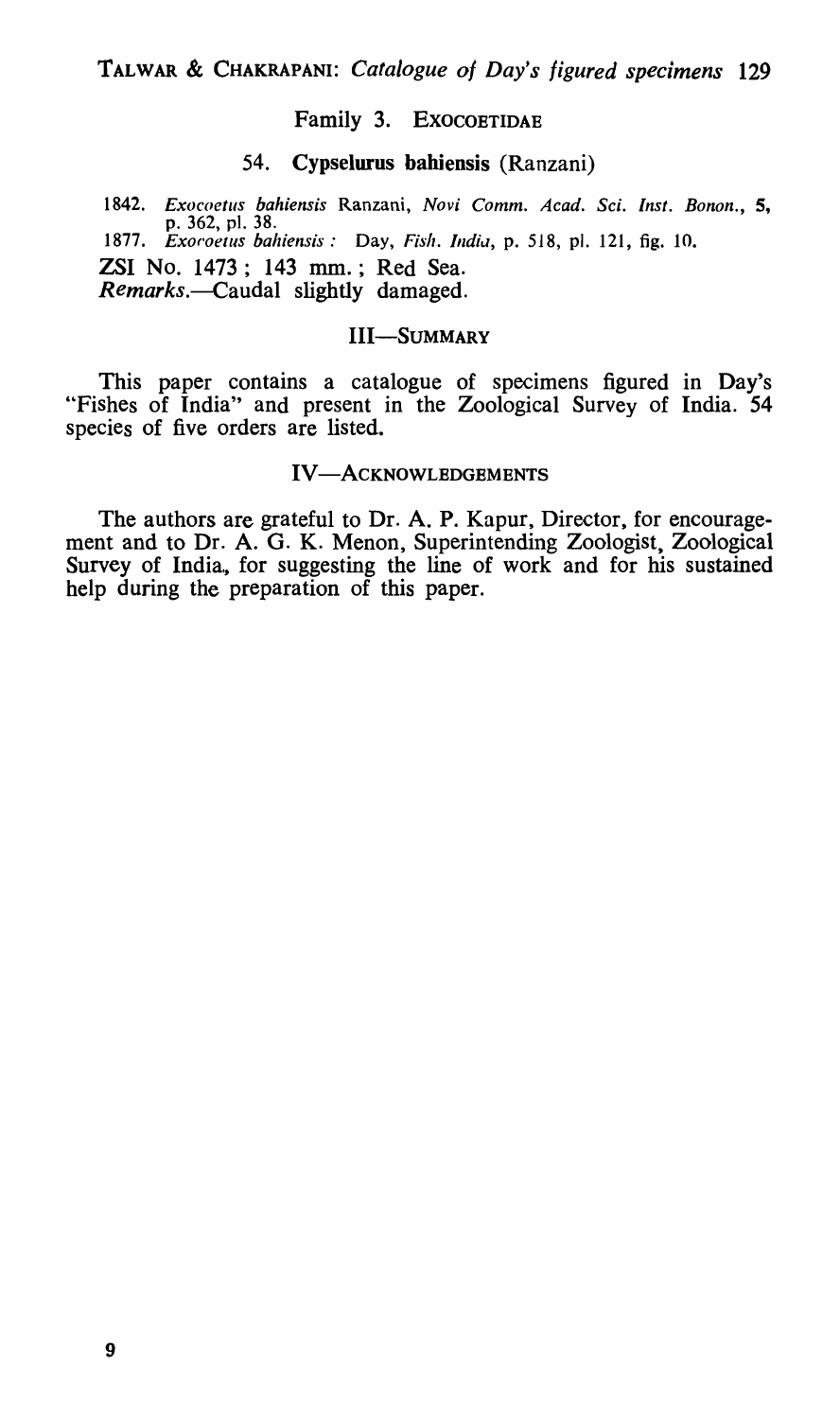## Family 3. EXOCOETIDAE

### 54. **Cypselurus bahiensis** (Ranzani)

1842. *Exocoetus bahiensis* Ranzani, *Novi Comm. Acad. Sci. Inst. Bonon.*, **5**, p. 362, pl. 38.
1877. *Exoroetus bahiensis* : Day, *Fish. India*, p. 518, pl. 121, fig. 10.

ZSI No. 1473 ; 143 mm. ; Red Sea.

*Remarks*.—Caudal slightly damaged.

## III—SUMMARY

This paper contains a catalogue of specimens figured in Day's "Fishes of India" and present in the Zoological Survey of India. 54 species of five orders are listed.

## IV—ACKNOWLEDGEMENTS

The authors are grateful to Dr. A. P. Kapur, Director, for encouragement and to Dr. A. G. K. Menon, Superintending Zoologist, Zoological Survey of India, for suggesting the line of work and for his sustained help during the preparation of this paper.